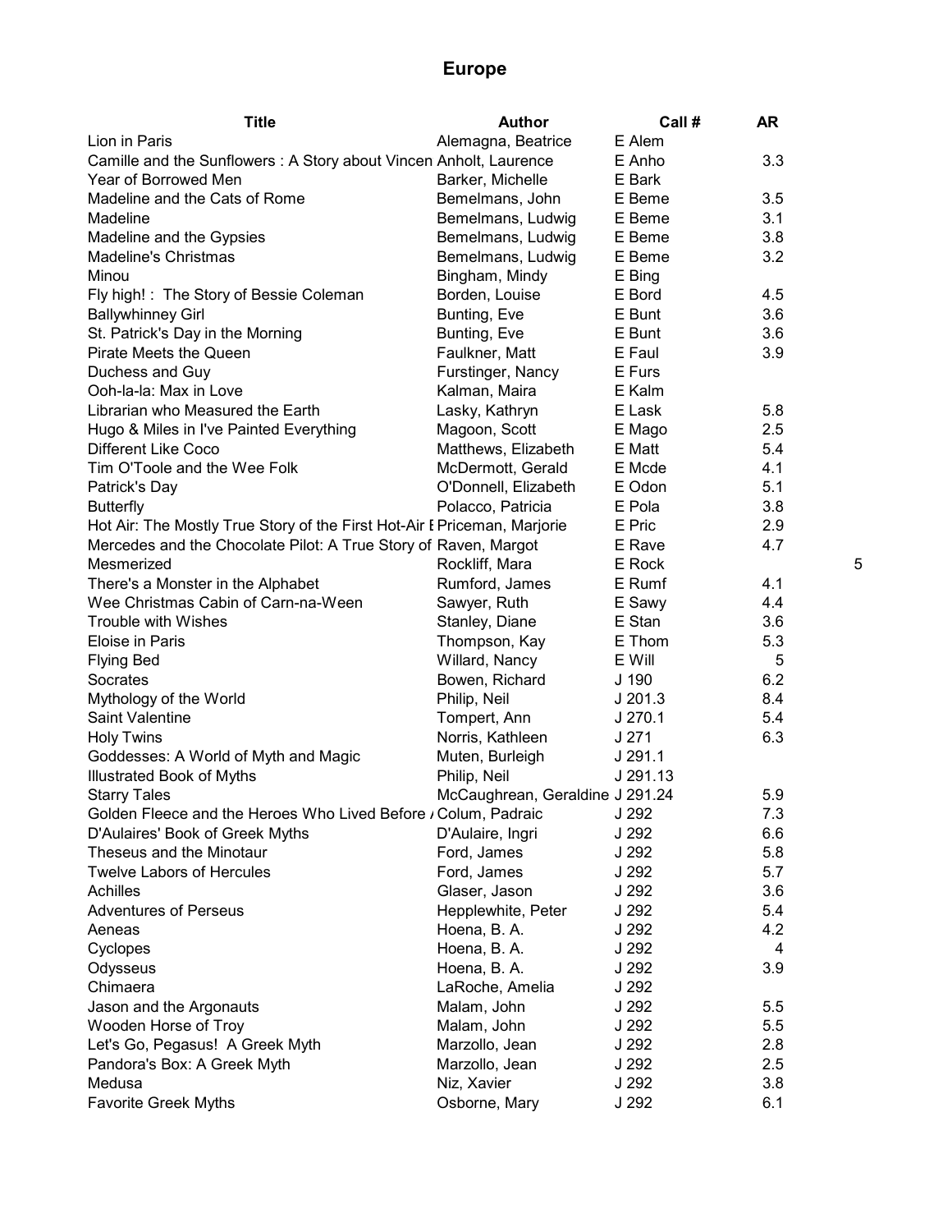# Europe

| Title | Author | Call # | AR | |
|---|---|---|---|---|
| Lion in Paris | Alemagna, Beatrice | E Alem | | |
| Camille and the Sunflowers : A Story about Vincen | Anholt, Laurence | E Anho | 3.3 | |
| Year of Borrowed Men | Barker, Michelle | E Bark | | |
| Madeline and the Cats of Rome | Bemelmans, John | E Beme | 3.5 | |
| Madeline | Bemelmans, Ludwig | E Beme | 3.1 | |
| Madeline and the Gypsies | Bemelmans, Ludwig | E Beme | 3.8 | |
| Madeline's Christmas | Bemelmans, Ludwig | E Beme | 3.2 | |
| Minou | Bingham, Mindy | E Bing | | |
| Fly high! : The Story of Bessie Coleman | Borden, Louise | E Bord | 4.5 | |
| Ballywhinney Girl | Bunting, Eve | E Bunt | 3.6 | |
| St. Patrick's Day in the Morning | Bunting, Eve | E Bunt | 3.6 | |
| Pirate Meets the Queen | Faulkner, Matt | E Faul | 3.9 | |
| Duchess and Guy | Furstinger, Nancy | E Furs | | |
| Ooh-la-la: Max in Love | Kalman, Maira | E Kalm | | |
| Librarian who Measured the Earth | Lasky, Kathryn | E Lask | 5.8 | |
| Hugo & Miles in I've Painted Everything | Magoon, Scott | E Mago | 2.5 | |
| Different Like Coco | Matthews, Elizabeth | E Matt | 5.4 | |
| Tim O'Toole and the Wee Folk | McDermott, Gerald | E Mcde | 4.1 | |
| Patrick's Day | O'Donnell, Elizabeth | E Odon | 5.1 | |
| Butterfly | Polacco, Patricia | E Pola | 3.8 | |
| Hot Air: The Mostly True Story of the First Hot-Air E | Priceman, Marjorie | E Pric | 2.9 | |
| Mercedes and the Chocolate Pilot: A True Story of | Raven, Margot | E Rave | 4.7 | |
| Mesmerized | Rockliff, Mara | E Rock | | 5 |
| There's a Monster in the Alphabet | Rumford, James | E Rumf | 4.1 | |
| Wee Christmas Cabin of Carn-na-Ween | Sawyer, Ruth | E Sawy | 4.4 | |
| Trouble with Wishes | Stanley, Diane | E Stan | 3.6 | |
| Eloise in Paris | Thompson, Kay | E Thom | 5.3 | |
| Flying Bed | Willard, Nancy | E Will | 5 | |
| Socrates | Bowen, Richard | J 190 | 6.2 | |
| Mythology of the World | Philip, Neil | J 201.3 | 8.4 | |
| Saint Valentine | Tompert, Ann | J 270.1 | 5.4 | |
| Holy Twins | Norris, Kathleen | J 271 | 6.3 | |
| Goddesses: A World of Myth and Magic | Muten, Burleigh | J 291.1 | | |
| Illustrated Book of Myths | Philip, Neil | J 291.13 | | |
| Starry Tales | McCaughrean, Geraldine | J 291.24 | 5.9 | |
| Golden Fleece and the Heroes Who Lived Before / | Colum, Padraic | J 292 | 7.3 | |
| D'Aulaires' Book of Greek Myths | D'Aulaire, Ingri | J 292 | 6.6 | |
| Theseus and the Minotaur | Ford, James | J 292 | 5.8 | |
| Twelve Labors of Hercules | Ford, James | J 292 | 5.7 | |
| Achilles | Glaser, Jason | J 292 | 3.6 | |
| Adventures of Perseus | Hepplewhite, Peter | J 292 | 5.4 | |
| Aeneas | Hoena, B. A. | J 292 | 4.2 | |
| Cyclopes | Hoena, B. A. | J 292 | 4 | |
| Odysseus | Hoena, B. A. | J 292 | 3.9 | |
| Chimaera | LaRoche, Amelia | J 292 | | |
| Jason and the Argonauts | Malam, John | J 292 | 5.5 | |
| Wooden Horse of Troy | Malam, John | J 292 | 5.5 | |
| Let's Go, Pegasus! A Greek Myth | Marzollo, Jean | J 292 | 2.8 | |
| Pandora's Box: A Greek Myth | Marzollo, Jean | J 292 | 2.5 | |
| Medusa | Niz, Xavier | J 292 | 3.8 | |
| Favorite Greek Myths | Osborne, Mary | J 292 | 6.1 | |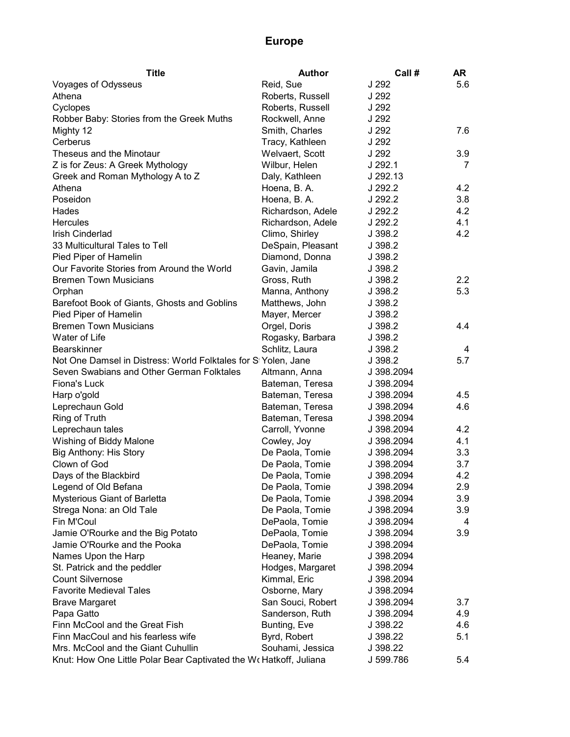# Europe

| Title | Author | Call # | AR |
|---|---|---|---|
| Voyages of Odysseus | Reid, Sue | J 292 | 5.6 |
| Athena | Roberts, Russell | J 292 | |
| Cyclopes | Roberts, Russell | J 292 | |
| Robber Baby: Stories from the Greek Muths | Rockwell, Anne | J 292 | |
| Mighty 12 | Smith, Charles | J 292 | 7.6 |
| Cerberus | Tracy, Kathleen | J 292 | |
| Theseus and the Minotaur | Welvaert, Scott | J 292 | 3.9 |
| Z is for Zeus: A Greek Mythology | Wilbur, Helen | J 292.1 | 7 |
| Greek and Roman Mythology A to Z | Daly, Kathleen | J 292.13 | |
| Athena | Hoena, B. A. | J 292.2 | 4.2 |
| Poseidon | Hoena, B. A. | J 292.2 | 3.8 |
| Hades | Richardson, Adele | J 292.2 | 4.2 |
| Hercules | Richardson, Adele | J 292.2 | 4.1 |
| Irish Cinderlad | Climo, Shirley | J 398.2 | 4.2 |
| 33 Multicultural Tales to Tell | DeSpain, Pleasant | J 398.2 | |
| Pied Piper of Hamelin | Diamond, Donna | J 398.2 | |
| Our Favorite Stories from Around the World | Gavin, Jamila | J 398.2 | |
| Bremen Town Musicians | Gross, Ruth | J 398.2 | 2.2 |
| Orphan | Manna, Anthony | J 398.2 | 5.3 |
| Barefoot Book of Giants, Ghosts and Goblins | Matthews, John | J 398.2 | |
| Pied Piper of Hamelin | Mayer, Mercer | J 398.2 | |
| Bremen Town Musicians | Orgel, Doris | J 398.2 | 4.4 |
| Water of Life | Rogasky, Barbara | J 398.2 | |
| Bearskinner | Schlitz, Laura | J 398.2 | 4 |
| Not One Damsel in Distress: World Folktales for S | Yolen, Jane | J 398.2 | 5.7 |
| Seven Swabians and Other German Folktales | Altmann, Anna | J 398.2094 | |
| Fiona's Luck | Bateman, Teresa | J 398.2094 | |
| Harp o'gold | Bateman, Teresa | J 398.2094 | 4.5 |
| Leprechaun Gold | Bateman, Teresa | J 398.2094 | 4.6 |
| Ring of Truth | Bateman, Teresa | J 398.2094 | |
| Leprechaun tales | Carroll, Yvonne | J 398.2094 | 4.2 |
| Wishing of Biddy Malone | Cowley, Joy | J 398.2094 | 4.1 |
| Big Anthony: His Story | De Paola, Tomie | J 398.2094 | 3.3 |
| Clown of God | De Paola, Tomie | J 398.2094 | 3.7 |
| Days of the Blackbird | De Paola, Tomie | J 398.2094 | 4.2 |
| Legend of Old Befana | De Paola, Tomie | J 398.2094 | 2.9 |
| Mysterious Giant of Barletta | De Paola, Tomie | J 398.2094 | 3.9 |
| Strega Nona: an Old Tale | De Paola, Tomie | J 398.2094 | 3.9 |
| Fin M'Coul | DePaola, Tomie | J 398.2094 | 4 |
| Jamie O'Rourke and the Big Potato | DePaola, Tomie | J 398.2094 | 3.9 |
| Jamie O'Rourke and the Pooka | DePaola, Tomie | J 398.2094 | |
| Names Upon the Harp | Heaney, Marie | J 398.2094 | |
| St. Patrick and the peddler | Hodges, Margaret | J 398.2094 | |
| Count Silvernose | Kimmal, Eric | J 398.2094 | |
| Favorite Medieval Tales | Osborne, Mary | J 398.2094 | |
| Brave Margaret | San Souci, Robert | J 398.2094 | 3.7 |
| Papa Gatto | Sanderson, Ruth | J 398.2094 | 4.9 |
| Finn McCool and the Great Fish | Bunting, Eve | J 398.22 | 4.6 |
| Finn MacCoul and his fearless wife | Byrd, Robert | J 398.22 | 5.1 |
| Mrs. McCool and the Giant Cuhullin | Souhami, Jessica | J 398.22 | |
| Knut: How One Little Polar Bear Captivated the W | Hatkoff, Juliana | J 599.786 | 5.4 |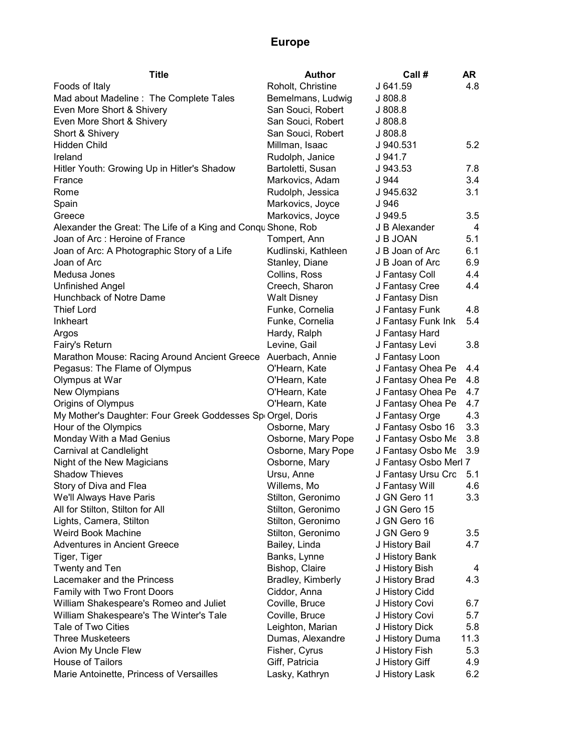# Europe

| Title | Author | Call # | AR |
|---|---|---|---|
| Foods of Italy | Roholt, Christine | J 641.59 | 4.8 |
| Mad about Madeline : The Complete Tales | Bemelmans, Ludwig | J 808.8 | |
| Even More Short & Shivery | San Souci, Robert | J 808.8 | |
| Even More Short & Shivery | San Souci, Robert | J 808.8 | |
| Short & Shivery | San Souci, Robert | J 808.8 | |
| Hidden Child | Millman, Isaac | J 940.531 | 5.2 |
| Ireland | Rudolph, Janice | J 941.7 | |
| Hitler Youth: Growing Up in Hitler's Shadow | Bartoletti, Susan | J 943.53 | 7.8 |
| France | Markovics, Adam | J 944 | 3.4 |
| Rome | Rudolph, Jessica | J 945.632 | 3.1 |
| Spain | Markovics, Joyce | J 946 | |
| Greece | Markovics, Joyce | J 949.5 | 3.5 |
| Alexander the Great: The Life of a King and Conqu | Shone, Rob | J B Alexander | 4 |
| Joan of Arc : Heroine of France | Tompert, Ann | J B JOAN | 5.1 |
| Joan of Arc: A Photographic Story of a Life | Kudlinski, Kathleen | J B Joan of Arc | 6.1 |
| Joan of Arc | Stanley, Diane | J B Joan of Arc | 6.9 |
| Medusa Jones | Collins, Ross | J Fantasy Coll | 4.4 |
| Unfinished Angel | Creech, Sharon | J Fantasy Cree | 4.4 |
| Hunchback of Notre Dame | Walt Disney | J Fantasy Disn | |
| Thief Lord | Funke, Cornelia | J Fantasy Funk | 4.8 |
| Inkheart | Funke, Cornelia | J Fantasy Funk Ink | 5.4 |
| Argos | Hardy, Ralph | J Fantasy Hard | |
| Fairy's Return | Levine, Gail | J Fantasy Levi | 3.8 |
| Marathon Mouse: Racing Around Ancient Greece | Auerbach, Annie | J Fantasy Loon | |
| Pegasus: The Flame of Olympus | O'Hearn, Kate | J Fantasy Ohea Pe | 4.4 |
| Olympus at War | O'Hearn, Kate | J Fantasy Ohea Pe | 4.8 |
| New Olympians | O'Hearn, Kate | J Fantasy Ohea Pe | 4.7 |
| Origins of Olympus | O'Hearn, Kate | J Fantasy Ohea Pe | 4.7 |
| My Mother's Daughter: Four Greek Goddesses Sp | Orgel, Doris | J Fantasy Orge | 4.3 |
| Hour of the Olympics | Osborne, Mary | J Fantasy Osbo 16 | 3.3 |
| Monday With a Mad Genius | Osborne, Mary Pope | J Fantasy Osbo Me | 3.8 |
| Carnival at Candlelight | Osborne, Mary Pope | J Fantasy Osbo Me | 3.9 |
| Night of the New Magicians | Osborne, Mary | J Fantasy Osbo Merl | 7 |
| Shadow Thieves | Ursu, Anne | J Fantasy Ursu Cro | 5.1 |
| Story of Diva and Flea | Willems, Mo | J Fantasy Will | 4.6 |
| We'll Always Have Paris | Stilton, Geronimo | J GN Gero 11 | 3.3 |
| All for Stilton, Stilton for All | Stilton, Geronimo | J GN Gero 15 | |
| Lights, Camera, Stilton | Stilton, Geronimo | J GN Gero 16 | |
| Weird Book Machine | Stilton, Geronimo | J GN Gero 9 | 3.5 |
| Adventures in Ancient Greece | Bailey, Linda | J History Bail | 4.7 |
| Tiger, Tiger | Banks, Lynne | J History Bank | |
| Twenty and Ten | Bishop, Claire | J History Bish | 4 |
| Lacemaker and the Princess | Bradley, Kimberly | J History Brad | 4.3 |
| Family with Two Front Doors | Ciddor, Anna | J History Cidd | |
| William Shakespeare's Romeo and Juliet | Coville, Bruce | J History Covi | 6.7 |
| William Shakespeare's The Winter's Tale | Coville, Bruce | J History Covi | 5.7 |
| Tale of Two Cities | Leighton, Marian | J History Dick | 5.8 |
| Three Musketeers | Dumas, Alexandre | J History Duma | 11.3 |
| Avion My Uncle Flew | Fisher, Cyrus | J History Fish | 5.3 |
| House of Tailors | Giff, Patricia | J History Giff | 4.9 |
| Marie Antoinette, Princess of Versailles | Lasky, Kathryn | J History Lask | 6.2 |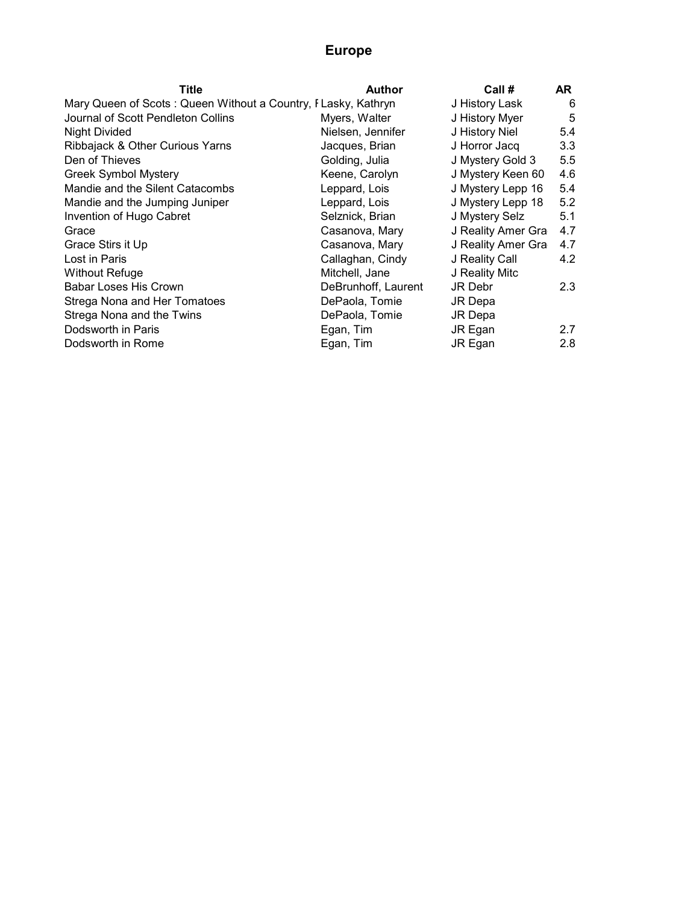# Europe

| Title | Author | Call # | AR |
|---|---|---|---|
| Mary Queen of Scots : Queen Without a Country, F | Lasky, Kathryn | J History Lask | 6 |
| Journal of Scott Pendleton Collins | Myers, Walter | J History Myer | 5 |
| Night Divided | Nielsen, Jennifer | J History Niel | 5.4 |
| Ribbajack & Other Curious Yarns | Jacques, Brian | J Horror Jacq | 3.3 |
| Den of Thieves | Golding, Julia | J Mystery Gold 3 | 5.5 |
| Greek Symbol Mystery | Keene, Carolyn | J Mystery Keen 60 | 4.6 |
| Mandie and the Silent Catacombs | Leppard, Lois | J Mystery Lepp 16 | 5.4 |
| Mandie and the Jumping Juniper | Leppard, Lois | J Mystery Lepp 18 | 5.2 |
| Invention of Hugo Cabret | Selznick, Brian | J Mystery Selz | 5.1 |
| Grace | Casanova, Mary | J Reality Amer Gra | 4.7 |
| Grace Stirs it Up | Casanova, Mary | J Reality Amer Gra | 4.7 |
| Lost in Paris | Callaghan, Cindy | J Reality Call | 4.2 |
| Without Refuge | Mitchell, Jane | J Reality Mitc | |
| Babar Loses His Crown | DeBrunhoff, Laurent | JR Debr | 2.3 |
| Strega Nona and Her Tomatoes | DePaola, Tomie | JR Depa | |
| Strega Nona and the Twins | DePaola, Tomie | JR Depa | |
| Dodsworth in Paris | Egan, Tim | JR Egan | 2.7 |
| Dodsworth in Rome | Egan, Tim | JR Egan | 2.8 |